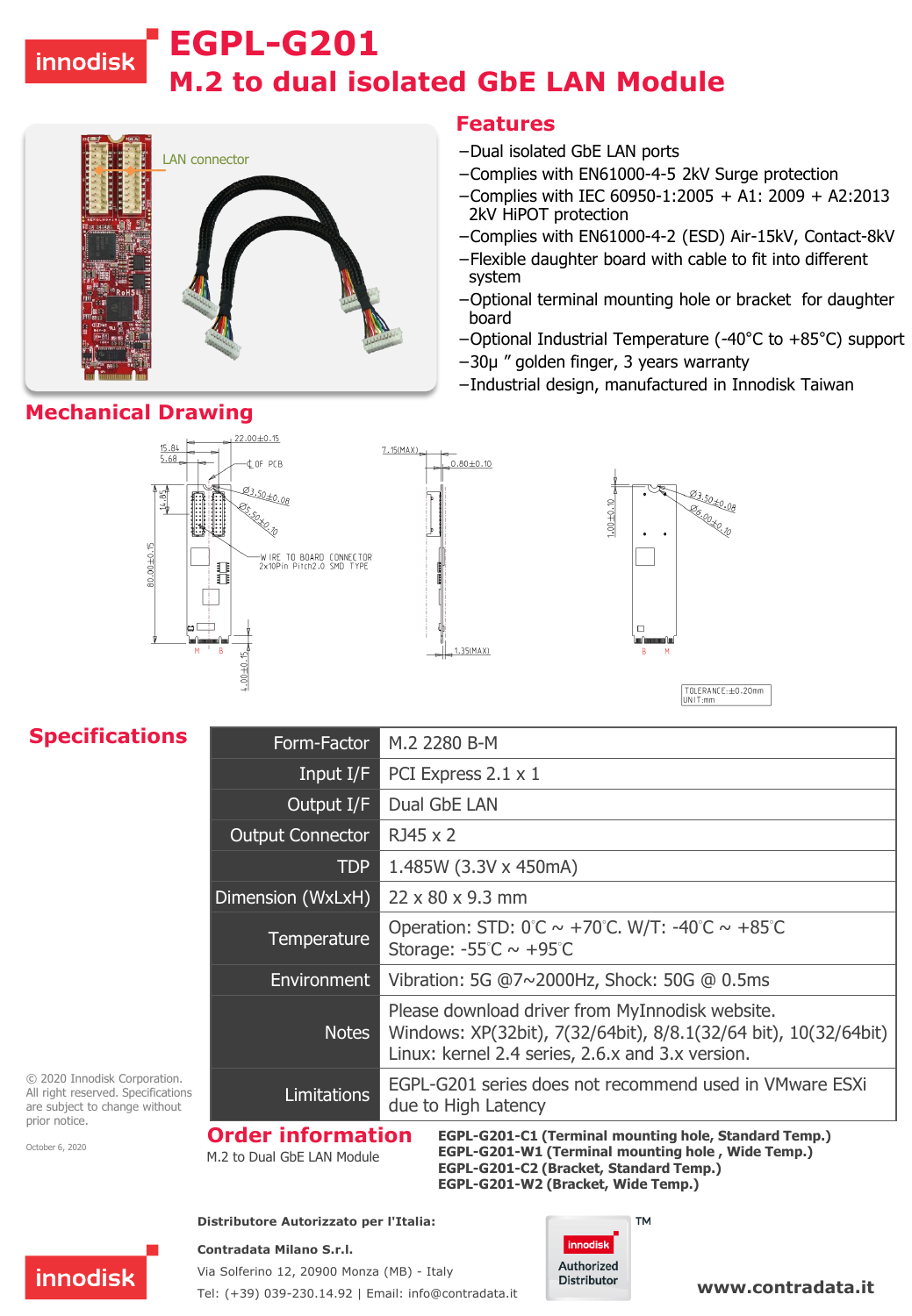# EGPL-G201

## M.2 to dual isolated GbE LAN Module

LAN connector

## Features

- Dual isolated GbE LAN ports
- Complies with EN61000-4-5 2kV Surge protection
- Complies with IEC 60950-1:2005 + A1: 2009 + A2:2013 2kV HiPOT protection
- Complies with EN61000-4-2 (ESD) Air-15kV, Contact-8kV
- Flexible daughter board with cable to fit into different system
- Optional terminal mounting hole or bracket for daughter board
- Optional Industrial Temperature (-40°C to +85°C) support
- 30μ " golden finger, 3 years warranty
- Industrial design, manufactured in Innodisk Taiwan

## Mechanical Drawing

22.00±0.15, 15.84, 5.68, ℄ OF PCB, Ø3.50±0.08, Ø5.50±0.10, 14.85, 80.00±0.15, WIRE TO BOARD CONNECTOR 2x10Pin Pitch2.0 SMD TYPE, M, B, 4.00±0.15, 7.15(MAX), 0.80±0.10, 1.35(MAX), 1.00±0.10, Ø3.50±0.08, Ø6.00±0.10, B, M

TOLERANCE:±0.20mm
UNIT:mm

## Specifications

| | |
|---|---|
| Form-Factor | M.2 2280 B-M |
| Input I/F | PCI Express 2.1 x 1 |
| Output I/F | Dual GbE LAN |
| Output Connector | RJ45 x 2 |
| TDP | 1.485W (3.3V x 450mA) |
| Dimension (WxLxH) | 22 x 80 x 9.3 mm |
| Temperature | Operation: STD: 0℃ ~ +70℃. W/T: -40℃ ~ +85℃<br>Storage: -55℃ ~ +95℃ |
| Environment | Vibration: 5G @7~2000Hz, Shock: 50G @ 0.5ms |
| Notes | Please download driver from MyInnodisk website.<br>Windows: XP(32bit), 7(32/64bit), 8/8.1(32/64 bit), 10(32/64bit)<br>Linux: kernel 2.4 series, 2.6.x and 3.x version. |
| Limitations | EGPL-G201 series does not recommend used in VMware ESXi due to High Latency |

© 2020 Innodisk Corporation. All right reserved. Specifications are subject to change without prior notice.

October 6, 2020

## Order information

M.2 to Dual GbE LAN Module

**EGPL-G201-C1 (Terminal mounting hole, Standard Temp.)**
**EGPL-G201-W1 (Terminal mounting hole , Wide Temp.)**
**EGPL-G201-C2 (Bracket, Standard Temp.)**
**EGPL-G201-W2 (Bracket, Wide Temp.)**

**Distributore Autorizzato per l'Italia:**

**Contradata Milano S.r.l.**

Via Solferino 12, 20900 Monza (MB) - Italy

Tel: (+39) 039-230.14.92 | Email: info@contradata.it

innodisk Authorized Distributor™

**www.contradata.it**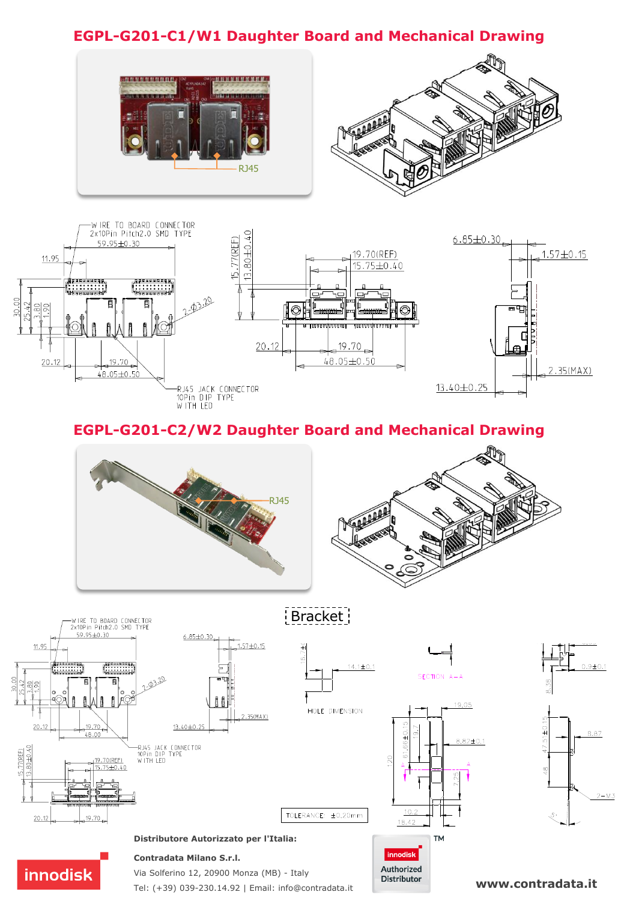## EGPL-G201-C1/W1 Daughter Board and Mechanical Drawing

RJ45

WIRE TO BOARD CONNECTOR
2x10Pin Pitch2.0 SMD TYPE
59.95±0.30
11.95
30.00
25.42
3.80
1.90
2-Φ3.20
20.12
19.70
48.05±0.50
RJ45 JACK CONNECTOR
10Pin DIP TYPE
WITH LED

15.77(REF)
13.80±0.40
19.70(REF)
15.75±0.40
20.12
19.70
48.05±0.50

6.85±0.30
1.57±0.15
2.35(MAX)
13.40±0.25

## EGPL-G201-C2/W2 Daughter Board and Mechanical Drawing

RJ45

WIRE TO BOARD CONNECTOR
2x10Pin Pitch2.0 SMD TYPE
59.95±0.30
11.95
30.00
25.42
3.80
1.90
2-Φ3.20
20.12
19.70
48.00
RJ45 JACK CONNECTOR
10Pin DIP TYPE
WITH LED

6.85±0.30
1.57±0.15
2.35(MAX)
13.40±0.25

15.77(REF)
13.80±0.40
19.70(REF)
15.75±0.40
20.12
19.70

Bracket

16.24
14.1±0.1
HOLE DIMENSION
SECTION A-A
0.8±0.1
8.35
19.05
120
81.66±0.15
79.7
8.82±0.1
7.25
10.2
18.42
47.51±0.15
48
8.87
2-M3
5°
TOLERANCE: ±0.20mm

**Distributore Autorizzato per l'Italia:**

**Contradata Milano S.r.l.**

Via Solferino 12, 20900 Monza (MB) - Italy

Tel: (+39) 039-230.14.92 | Email: info@contradata.it

innodisk

innodisk Authorized Distributor™

**www.contradata.it**